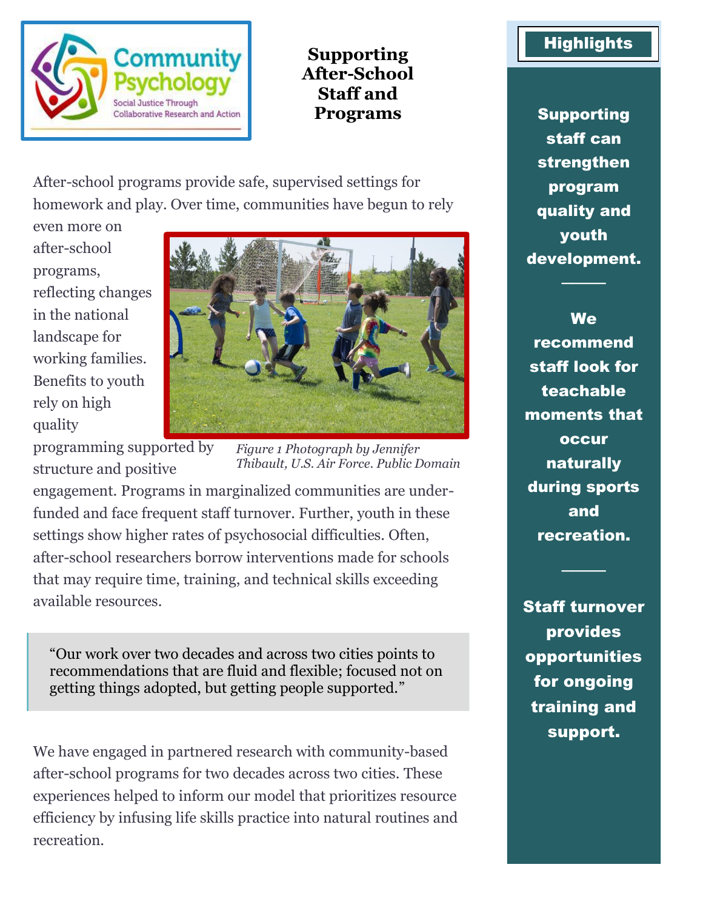Community Psychology

Social Justice Through Collaborative Research and Action

# Supporting After-School Staff and Programs

After-school programs provide safe, supervised settings for homework and play. Over time, communities have begun to rely even more on after-school programs, reflecting changes in the national landscape for working families. Benefits to youth rely on high quality programming supported by structure and positive engagement. Programs in marginalized communities are under-funded and face frequent staff turnover. Further, youth in these settings show higher rates of psychosocial difficulties. Often, after-school researchers borrow interventions made for schools that may require time, training, and technical skills exceeding available resources.

*Figure 1 Photograph by Jennifer Thibault, U.S. Air Force. Public Domain*

> "Our work over two decades and across two cities points to recommendations that are fluid and flexible; focused not on getting things adopted, but getting people supported."

We have engaged in partnered research with community-based after-school programs for two decades across two cities. These experiences helped to inform our model that prioritizes resource efficiency by infusing life skills practice into natural routines and recreation.

## Highlights

**Supporting staff can strengthen program quality and youth development.**

**We recommend staff look for teachable moments that occur naturally during sports and recreation.**

**Staff turnover provides opportunities for ongoing training and support.**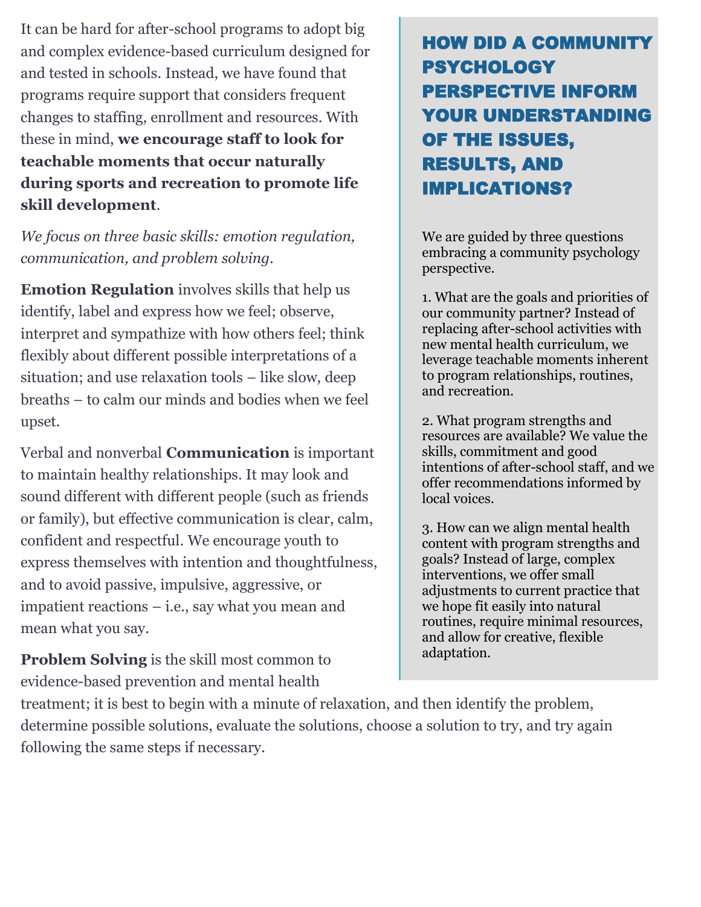It can be hard for after-school programs to adopt big and complex evidence-based curriculum designed for and tested in schools. Instead, we have found that programs require support that considers frequent changes to staffing, enrollment and resources. With these in mind, **we encourage staff to look for teachable moments that occur naturally during sports and recreation to promote life skill development**.

*We focus on three basic skills: emotion regulation, communication, and problem solving.*

**Emotion Regulation** involves skills that help us identify, label and express how we feel; observe, interpret and sympathize with how others feel; think flexibly about different possible interpretations of a situation; and use relaxation tools – like slow, deep breaths – to calm our minds and bodies when we feel upset.

Verbal and nonverbal **Communication** is important to maintain healthy relationships. It may look and sound different with different people (such as friends or family), but effective communication is clear, calm, confident and respectful. We encourage youth to express themselves with intention and thoughtfulness, and to avoid passive, impulsive, aggressive, or impatient reactions – i.e., say what you mean and mean what you say.

**Problem Solving** is the skill most common to evidence-based prevention and mental health treatment; it is best to begin with a minute of relaxation, and then identify the problem, determine possible solutions, evaluate the solutions, choose a solution to try, and try again following the same steps if necessary.

## HOW DID A COMMUNITY PSYCHOLOGY PERSPECTIVE INFORM YOUR UNDERSTANDING OF THE ISSUES, RESULTS, AND IMPLICATIONS?

We are guided by three questions embracing a community psychology perspective.

1. What are the goals and priorities of our community partner? Instead of replacing after-school activities with new mental health curriculum, we leverage teachable moments inherent to program relationships, routines, and recreation.

2. What program strengths and resources are available? We value the skills, commitment and good intentions of after-school staff, and we offer recommendations informed by local voices.

3. How can we align mental health content with program strengths and goals? Instead of large, complex interventions, we offer small adjustments to current practice that we hope fit easily into natural routines, require minimal resources, and allow for creative, flexible adaptation.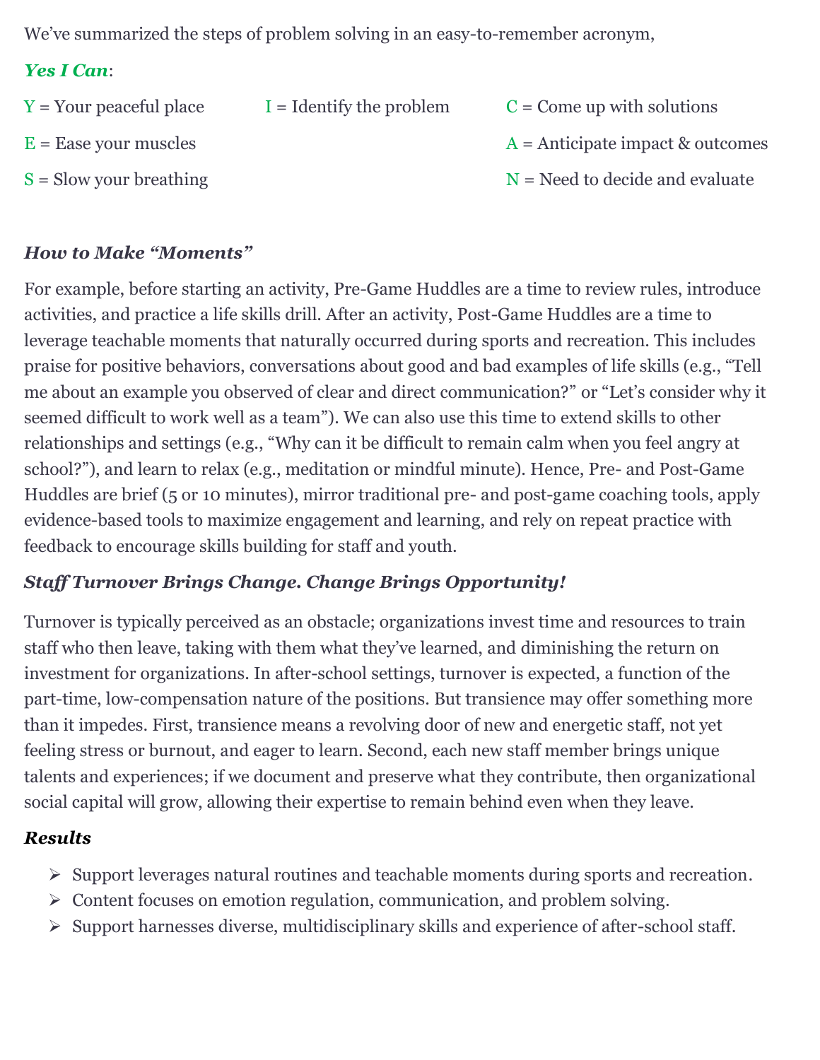We've summarized the steps of problem solving in an easy-to-remember acronym,

***Yes I Can***:

Y = Your peaceful place

E = Ease your muscles

S = Slow your breathing

I = Identify the problem

C = Come up with solutions

A = Anticipate impact & outcomes

N = Need to decide and evaluate

### *How to Make "Moments"*

For example, before starting an activity, Pre-Game Huddles are a time to review rules, introduce activities, and practice a life skills drill. After an activity, Post-Game Huddles are a time to leverage teachable moments that naturally occurred during sports and recreation. This includes praise for positive behaviors, conversations about good and bad examples of life skills (e.g., "Tell me about an example you observed of clear and direct communication?" or "Let's consider why it seemed difficult to work well as a team"). We can also use this time to extend skills to other relationships and settings (e.g., "Why can it be difficult to remain calm when you feel angry at school?"), and learn to relax (e.g., meditation or mindful minute). Hence, Pre- and Post-Game Huddles are brief (5 or 10 minutes), mirror traditional pre- and post-game coaching tools, apply evidence-based tools to maximize engagement and learning, and rely on repeat practice with feedback to encourage skills building for staff and youth.

### *Staff Turnover Brings Change. Change Brings Opportunity!*

Turnover is typically perceived as an obstacle; organizations invest time and resources to train staff who then leave, taking with them what they've learned, and diminishing the return on investment for organizations. In after-school settings, turnover is expected, a function of the part-time, low-compensation nature of the positions. But transience may offer something more than it impedes. First, transience means a revolving door of new and energetic staff, not yet feeling stress or burnout, and eager to learn. Second, each new staff member brings unique talents and experiences; if we document and preserve what they contribute, then organizational social capital will grow, allowing their expertise to remain behind even when they leave.

### *Results*

- Support leverages natural routines and teachable moments during sports and recreation.
- Content focuses on emotion regulation, communication, and problem solving.
- Support harnesses diverse, multidisciplinary skills and experience of after-school staff.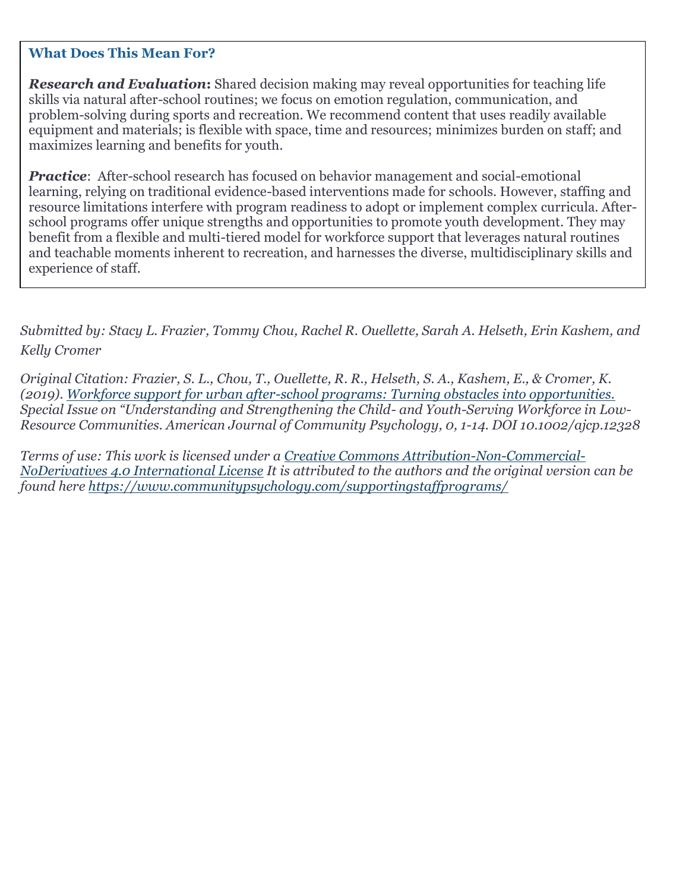### What Does This Mean For?

***Research and Evaluation*:** Shared decision making may reveal opportunities for teaching life skills via natural after-school routines; we focus on emotion regulation, communication, and problem-solving during sports and recreation. We recommend content that uses readily available equipment and materials; is flexible with space, time and resources; minimizes burden on staff; and maximizes learning and benefits for youth.

***Practice***: After-school research has focused on behavior management and social-emotional learning, relying on traditional evidence-based interventions made for schools. However, staffing and resource limitations interfere with program readiness to adopt or implement complex curricula. After-school programs offer unique strengths and opportunities to promote youth development. They may benefit from a flexible and multi-tiered model for workforce support that leverages natural routines and teachable moments inherent to recreation, and harnesses the diverse, multidisciplinary skills and experience of staff.

*Submitted by: Stacy L. Frazier, Tommy Chou, Rachel R. Ouellette, Sarah A. Helseth, Erin Kashem, and Kelly Cromer*

*Original Citation: Frazier, S. L., Chou, T., Ouellette, R. R., Helseth, S. A., Kashem, E., & Cromer, K. (2019). [Workforce support for urban after-school programs: Turning obstacles into opportunities.]() Special Issue on "Understanding and Strengthening the Child- and Youth-Serving Workforce in Low-Resource Communities. American Journal of Community Psychology, 0, 1-14. DOI 10.1002/ajcp.12328*

*Terms of use: This work is licensed under a [Creative Commons Attribution-Non-Commercial-NoDerivatives 4.0 International License]() It is attributed to the authors and the original version can be found here [https://www.communitypsychology.com/supportingstaffprograms/](https://www.communitypsychology.com/supportingstaffprograms/)*